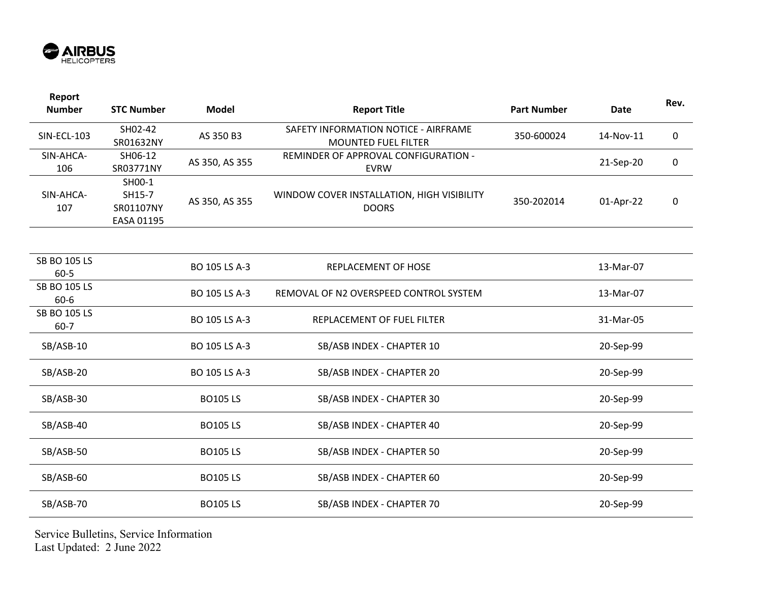| Report Number | STC Number | Model | Report Title | Part Number | Date | Rev. |
|---|---|---|---|---|---|---|
| SIN-ECL-103 | SH02-42 SR01632NY | AS 350 B3 | SAFETY INFORMATION NOTICE - AIRFRAME MOUNTED FUEL FILTER | 350-600024 | 14-Nov-11 | 0 |
| SIN-AHCA-106 | SH06-12 SR03771NY | AS 350, AS 355 | REMINDER OF APPROVAL CONFIGURATION - EVRW | | 21-Sep-20 | 0 |
| SIN-AHCA-107 | SH00-1 SH15-7 SR01107NY EASA 01195 | AS 350, AS 355 | WINDOW COVER INSTALLATION, HIGH VISIBILITY DOORS | 350-202014 | 01-Apr-22 | 0 |
| | | | | | | |
| SB BO 105 LS 60-5 | | BO 105 LS A-3 | REPLACEMENT OF HOSE | | 13-Mar-07 | |
| SB BO 105 LS 60-6 | | BO 105 LS A-3 | REMOVAL OF N2 OVERSPEED CONTROL SYSTEM | | 13-Mar-07 | |
| SB BO 105 LS 60-7 | | BO 105 LS A-3 | REPLACEMENT OF FUEL FILTER | | 31-Mar-05 | |
| SB/ASB-10 | | BO 105 LS A-3 | SB/ASB INDEX - CHAPTER 10 | | 20-Sep-99 | |
| SB/ASB-20 | | BO 105 LS A-3 | SB/ASB INDEX - CHAPTER 20 | | 20-Sep-99 | |
| SB/ASB-30 | | BO105 LS | SB/ASB INDEX - CHAPTER 30 | | 20-Sep-99 | |
| SB/ASB-40 | | BO105 LS | SB/ASB INDEX - CHAPTER 40 | | 20-Sep-99 | |
| SB/ASB-50 | | BO105 LS | SB/ASB INDEX - CHAPTER 50 | | 20-Sep-99 | |
| SB/ASB-60 | | BO105 LS | SB/ASB INDEX - CHAPTER 60 | | 20-Sep-99 | |
| SB/ASB-70 | | BO105 LS | SB/ASB INDEX - CHAPTER 70 | | 20-Sep-99 | |

Service Bulletins, Service Information
Last Updated: 2 June 2022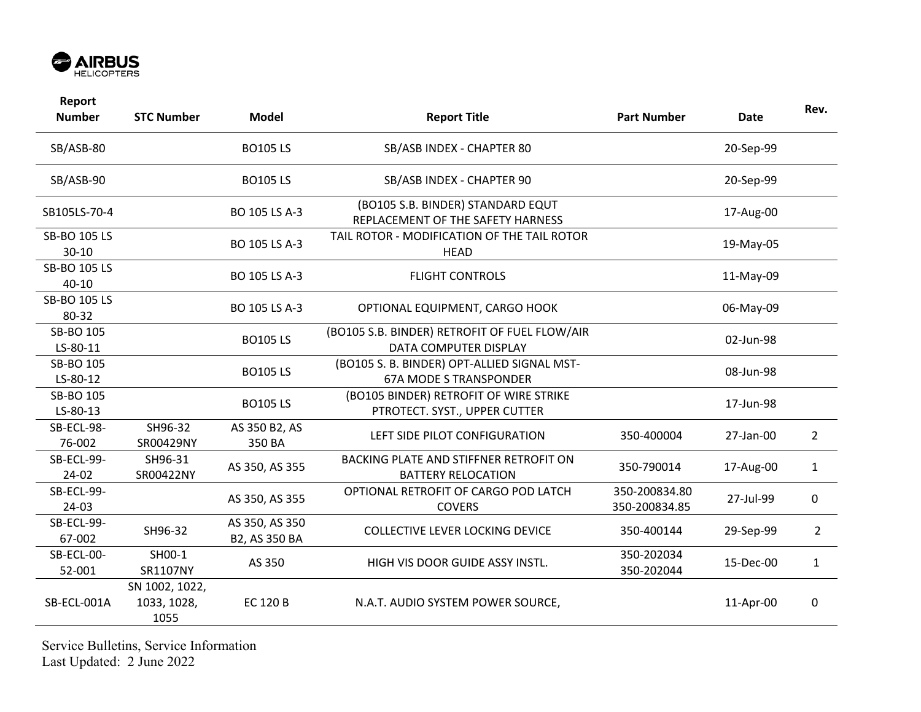| Report Number | STC Number | Model | Report Title | Part Number | Date | Rev. |
|---|---|---|---|---|---|---|
| SB/ASB-80 | | BO105 LS | SB/ASB INDEX - CHAPTER 80 | | 20-Sep-99 | |
| SB/ASB-90 | | BO105 LS | SB/ASB INDEX - CHAPTER 90 | | 20-Sep-99 | |
| SB105LS-70-4 | | BO 105 LS A-3 | (BO105 S.B. BINDER) STANDARD EQUT REPLACEMENT OF THE SAFETY HARNESS | | 17-Aug-00 | |
| SB-BO 105 LS 30-10 | | BO 105 LS A-3 | TAIL ROTOR - MODIFICATION OF THE TAIL ROTOR HEAD | | 19-May-05 | |
| SB-BO 105 LS 40-10 | | BO 105 LS A-3 | FLIGHT CONTROLS | | 11-May-09 | |
| SB-BO 105 LS 80-32 | | BO 105 LS A-3 | OPTIONAL EQUIPMENT, CARGO HOOK | | 06-May-09 | |
| SB-BO 105 LS-80-11 | | BO105 LS | (BO105 S.B. BINDER) RETROFIT OF FUEL FLOW/AIR DATA COMPUTER DISPLAY | | 02-Jun-98 | |
| SB-BO 105 LS-80-12 | | BO105 LS | (BO105 S. B. BINDER) OPT-ALLIED SIGNAL MST-67A MODE S TRANSPONDER | | 08-Jun-98 | |
| SB-BO 105 LS-80-13 | | BO105 LS | (BO105 BINDER) RETROFIT OF WIRE STRIKE PTROTECT. SYST., UPPER CUTTER | | 17-Jun-98 | |
| SB-ECL-98-76-002 | SH96-32 SR00429NY | AS 350 B2, AS 350 BA | LEFT SIDE PILOT CONFIGURATION | 350-400004 | 27-Jan-00 | 2 |
| SB-ECL-99-24-02 | SH96-31 SR00422NY | AS 350, AS 355 | BACKING PLATE AND STIFFNER RETROFIT ON BATTERY RELOCATION | 350-790014 | 17-Aug-00 | 1 |
| SB-ECL-99-24-03 | | AS 350, AS 355 | OPTIONAL RETROFIT OF CARGO POD LATCH COVERS | 350-200834.80 350-200834.85 | 27-Jul-99 | 0 |
| SB-ECL-99-67-002 | SH96-32 | AS 350, AS 350 B2, AS 350 BA | COLLECTIVE LEVER LOCKING DEVICE | 350-400144 | 29-Sep-99 | 2 |
| SB-ECL-00-52-001 | SH00-1 SR1107NY | AS 350 | HIGH VIS DOOR GUIDE ASSY INSTL. | 350-202034 350-202044 | 15-Dec-00 | 1 |
| SB-ECL-001A | SN 1002, 1022, 1033, 1028, 1055 | EC 120 B | N.A.T. AUDIO SYSTEM POWER SOURCE, | | 11-Apr-00 | 0 |

Service Bulletins, Service Information
Last Updated: 2 June 2022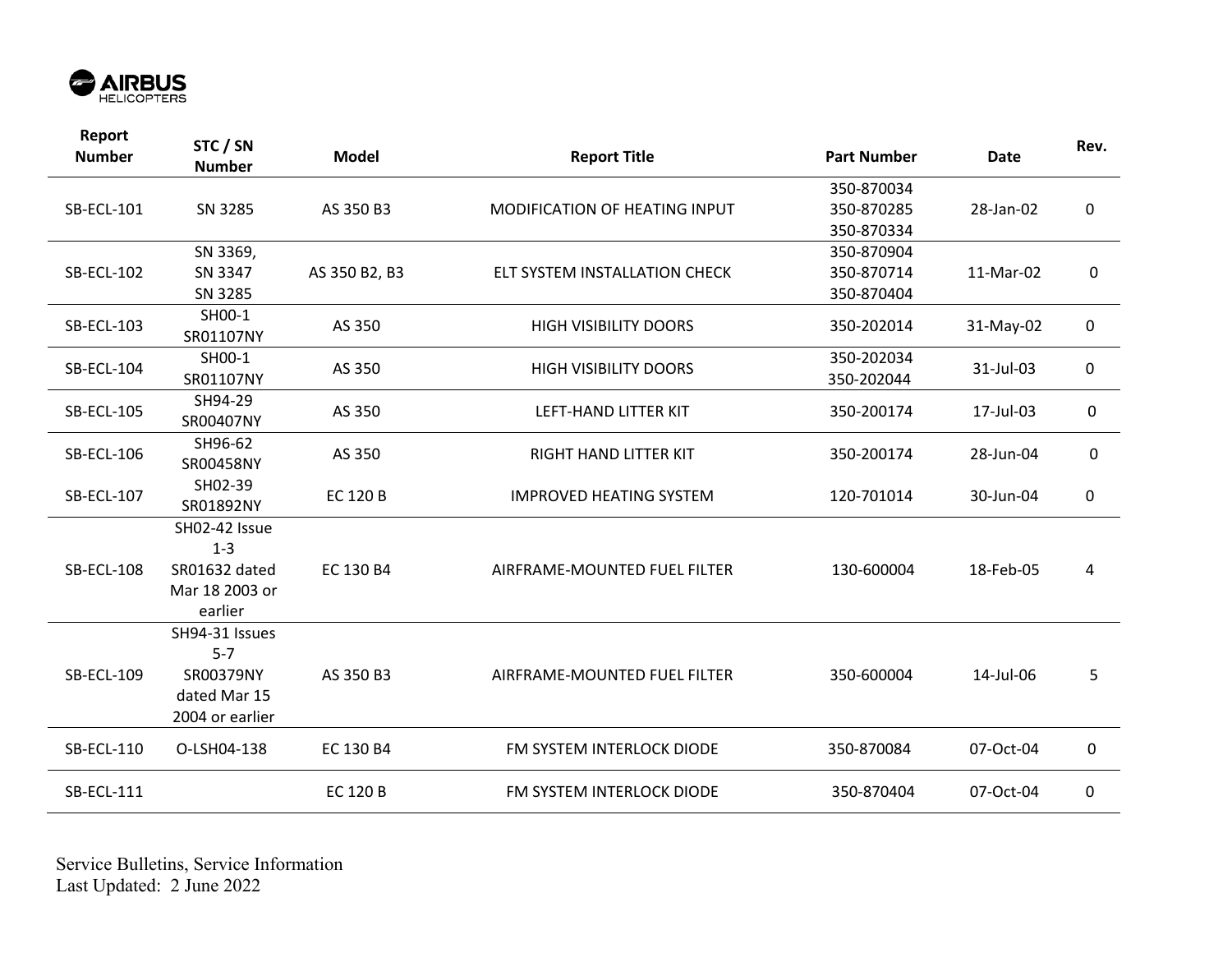| Report Number | STC / SN Number | Model | Report Title | Part Number | Date | Rev. |
|---|---|---|---|---|---|---|
| SB-ECL-101 | SN 3285 | AS 350 B3 | MODIFICATION OF HEATING INPUT | 350-870034<br>350-870285<br>350-870334 | 28-Jan-02 | 0 |
| SB-ECL-102 | SN 3369,<br>SN 3347<br>SN 3285 | AS 350 B2, B3 | ELT SYSTEM INSTALLATION CHECK | 350-870904<br>350-870714<br>350-870404 | 11-Mar-02 | 0 |
| SB-ECL-103 | SH00-1<br>SR01107NY | AS 350 | HIGH VISIBILITY DOORS | 350-202014 | 31-May-02 | 0 |
| SB-ECL-104 | SH00-1<br>SR01107NY | AS 350 | HIGH VISIBILITY DOORS | 350-202034<br>350-202044 | 31-Jul-03 | 0 |
| SB-ECL-105 | SH94-29<br>SR00407NY | AS 350 | LEFT-HAND LITTER KIT | 350-200174 | 17-Jul-03 | 0 |
| SB-ECL-106 | SH96-62<br>SR00458NY | AS 350 | RIGHT HAND LITTER KIT | 350-200174 | 28-Jun-04 | 0 |
| SB-ECL-107 | SH02-39<br>SR01892NY | EC 120 B | IMPROVED HEATING SYSTEM | 120-701014 | 30-Jun-04 | 0 |
| SB-ECL-108 | SH02-42 Issue 1-3<br>SR01632 dated Mar 18 2003 or earlier | EC 130 B4 | AIRFRAME-MOUNTED FUEL FILTER | 130-600004 | 18-Feb-05 | 4 |
| SB-ECL-109 | SH94-31 Issues 5-7<br>SR00379NY dated Mar 15 2004 or earlier | AS 350 B3 | AIRFRAME-MOUNTED FUEL FILTER | 350-600004 | 14-Jul-06 | 5 |
| SB-ECL-110 | O-LSH04-138 | EC 130 B4 | FM SYSTEM INTERLOCK DIODE | 350-870084 | 07-Oct-04 | 0 |
| SB-ECL-111 | | EC 120 B | FM SYSTEM INTERLOCK DIODE | 350-870404 | 07-Oct-04 | 0 |

Service Bulletins, Service Information
Last Updated: 2 June 2022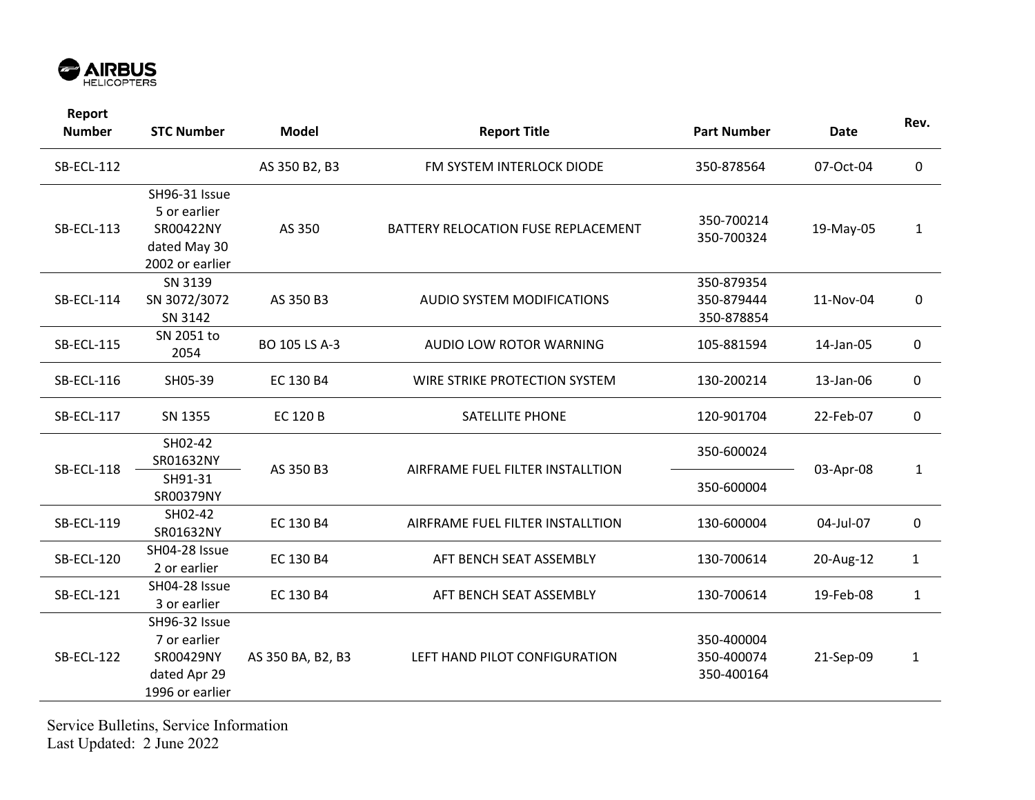| Report Number | STC Number | Model | Report Title | Part Number | Date | Rev. |
|---|---|---|---|---|---|---|
| SB-ECL-112 | | AS 350 B2, B3 | FM SYSTEM INTERLOCK DIODE | 350-878564 | 07-Oct-04 | 0 |
| SB-ECL-113 | SH96-31 Issue 5 or earlier SR00422NY dated May 30 2002 or earlier | AS 350 | BATTERY RELOCATION FUSE REPLACEMENT | 350-700214 350-700324 | 19-May-05 | 1 |
| SB-ECL-114 | SN 3139 SN 3072/3072 SN 3142 | AS 350 B3 | AUDIO SYSTEM MODIFICATIONS | 350-879354 350-879444 350-878854 | 11-Nov-04 | 0 |
| SB-ECL-115 | SN 2051 to 2054 | BO 105 LS A-3 | AUDIO LOW ROTOR WARNING | 105-881594 | 14-Jan-05 | 0 |
| SB-ECL-116 | SH05-39 | EC 130 B4 | WIRE STRIKE PROTECTION SYSTEM | 130-200214 | 13-Jan-06 | 0 |
| SB-ECL-117 | SN 1355 | EC 120 B | SATELLITE PHONE | 120-901704 | 22-Feb-07 | 0 |
| SB-ECL-118 | SH02-42 SR01632NY | AS 350 B3 | AIRFRAME FUEL FILTER INSTALLTION | 350-600024 | 03-Apr-08 | 1 |
| | SH91-31 SR00379NY | | | 350-600004 | | |
| SB-ECL-119 | SH02-42 SR01632NY | EC 130 B4 | AIRFRAME FUEL FILTER INSTALLTION | 130-600004 | 04-Jul-07 | 0 |
| SB-ECL-120 | SH04-28 Issue 2 or earlier | EC 130 B4 | AFT BENCH SEAT ASSEMBLY | 130-700614 | 20-Aug-12 | 1 |
| SB-ECL-121 | SH04-28 Issue 3 or earlier | EC 130 B4 | AFT BENCH SEAT ASSEMBLY | 130-700614 | 19-Feb-08 | 1 |
| SB-ECL-122 | SH96-32 Issue 7 or earlier SR00429NY dated Apr 29 1996 or earlier | AS 350 BA, B2, B3 | LEFT HAND PILOT CONFIGURATION | 350-400004 350-400074 350-400164 | 21-Sep-09 | 1 |

Service Bulletins, Service Information
Last Updated: 2 June 2022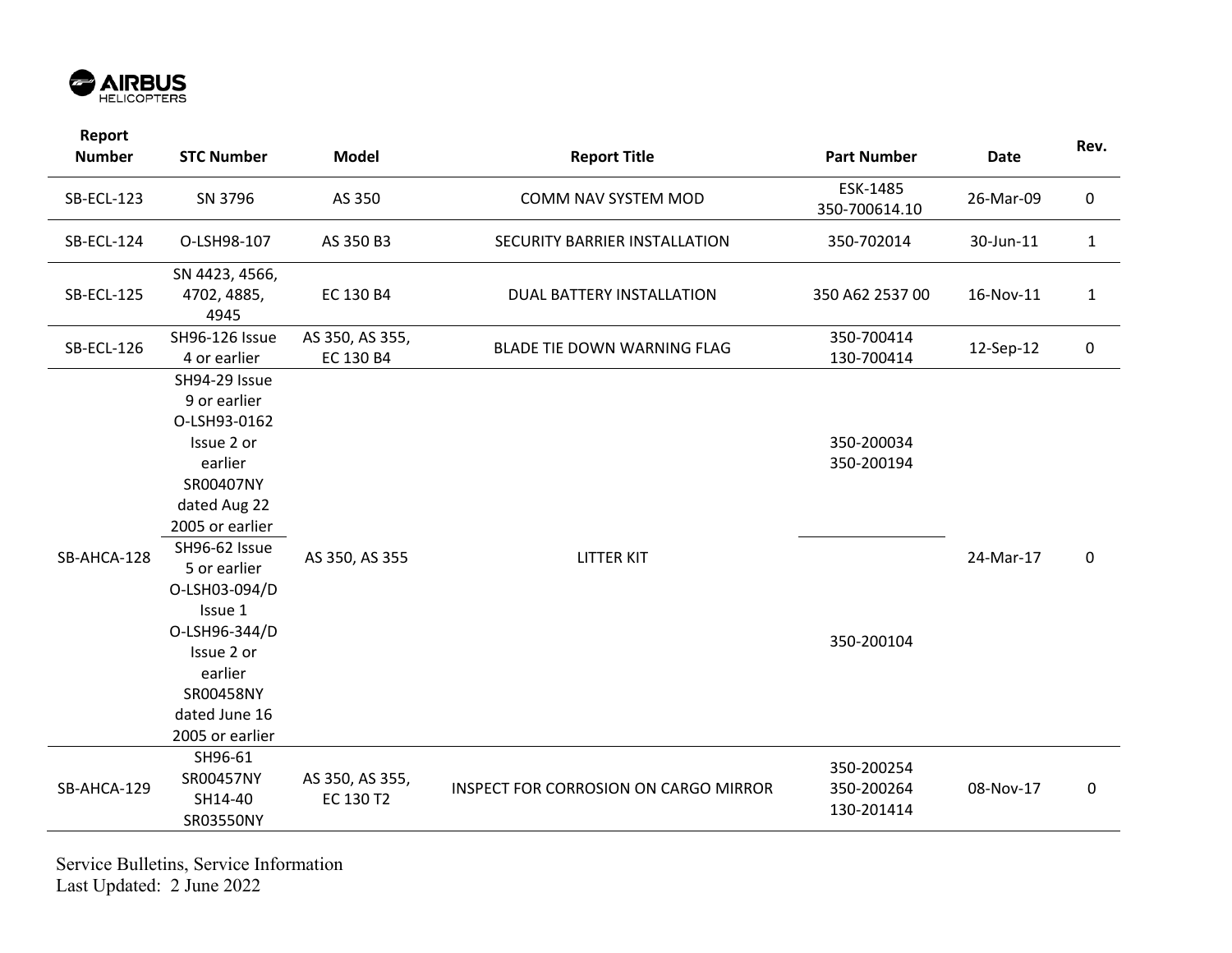| Report Number | STC Number | Model | Report Title | Part Number | Date | Rev. |
|---|---|---|---|---|---|---|
| SB-ECL-123 | SN 3796 | AS 350 | COMM NAV SYSTEM MOD | ESK-1485<br>350-700614.10 | 26-Mar-09 | 0 |
| SB-ECL-124 | O-LSH98-107 | AS 350 B3 | SECURITY BARRIER INSTALLATION | 350-702014 | 30-Jun-11 | 1 |
| SB-ECL-125 | SN 4423, 4566, 4702, 4885, 4945 | EC 130 B4 | DUAL BATTERY INSTALLATION | 350 A62 2537 00 | 16-Nov-11 | 1 |
| SB-ECL-126 | SH96-126 Issue 4 or earlier | AS 350, AS 355, EC 130 B4 | BLADE TIE DOWN WARNING FLAG | 350-700414<br>130-700414 | 12-Sep-12 | 0 |
| SB-AHCA-128 | SH94-29 Issue 9 or earlier<br>O-LSH93-0162 Issue 2 or earlier<br>SR00407NY dated Aug 22 2005 or earlier | AS 350, AS 355 | LITTER KIT | 350-200034<br>350-200194 | 24-Mar-17 | 0 |
| | SH96-62 Issue 5 or earlier<br>O-LSH03-094/D Issue 1<br>O-LSH96-344/D Issue 2 or earlier<br>SR00458NY dated June 16 2005 or earlier | | | 350-200104 | | |
| SB-AHCA-129 | SH96-61<br>SR00457NY<br>SH14-40<br>SR03550NY | AS 350, AS 355, EC 130 T2 | INSPECT FOR CORROSION ON CARGO MIRROR | 350-200254<br>350-200264<br>130-201414 | 08-Nov-17 | 0 |

Service Bulletins, Service Information
Last Updated: 2 June 2022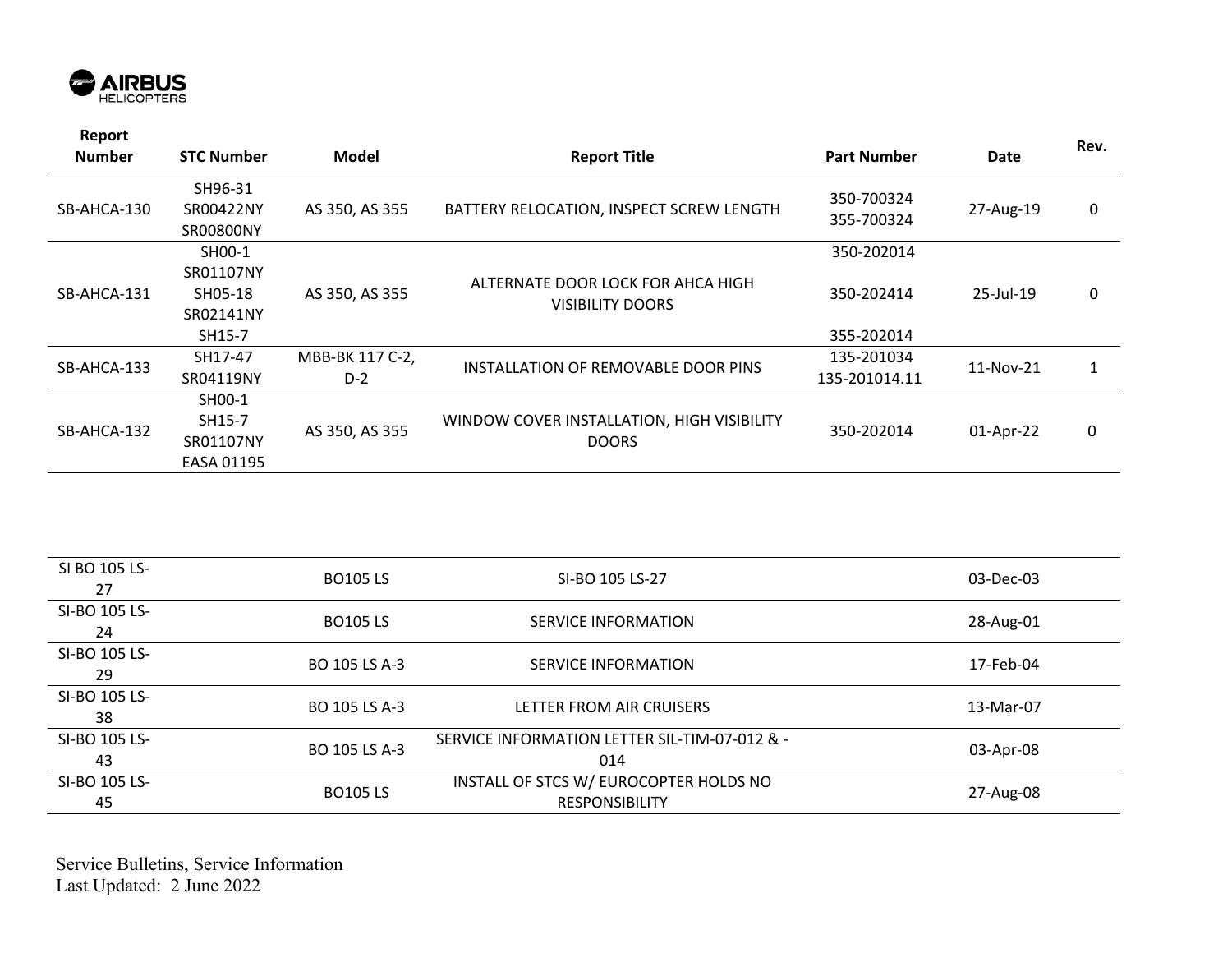| Report Number | STC Number | Model | Report Title | Part Number | Date | Rev. |
|---|---|---|---|---|---|---|
| SB-AHCA-130 | SH96-31<br>SR00422NY<br>SR00800NY | AS 350, AS 355 | BATTERY RELOCATION, INSPECT SCREW LENGTH | 350-700324<br>355-700324 | 27-Aug-19 | 0 |
| SB-AHCA-131 | SH00-1<br>SR01107NY<br>SH05-18<br>SR02141NY<br>SH15-7 | AS 350, AS 355 | ALTERNATE DOOR LOCK FOR AHCA HIGH VISIBILITY DOORS | 350-202014<br>350-202414<br>355-202014 | 25-Jul-19 | 0 |
| SB-AHCA-133 | SH17-47<br>SR04119NY | MBB-BK 117 C-2, D-2 | INSTALLATION OF REMOVABLE DOOR PINS | 135-201034<br>135-201014.11 | 11-Nov-21 | 1 |
| SB-AHCA-132 | SH00-1<br>SH15-7<br>SR01107NY<br>EASA 01195 | AS 350, AS 355 | WINDOW COVER INSTALLATION, HIGH VISIBILITY DOORS | 350-202014 | 01-Apr-22 | 0 |

| Report Number | STC Number | Model | Report Title | Part Number | Date | Rev. |
|---|---|---|---|---|---|---|
| SI BO 105 LS-27 | | BO105 LS | SI-BO 105 LS-27 | | 03-Dec-03 | |
| SI-BO 105 LS-24 | | BO105 LS | SERVICE INFORMATION | | 28-Aug-01 | |
| SI-BO 105 LS-29 | | BO 105 LS A-3 | SERVICE INFORMATION | | 17-Feb-04 | |
| SI-BO 105 LS-38 | | BO 105 LS A-3 | LETTER FROM AIR CRUISERS | | 13-Mar-07 | |
| SI-BO 105 LS-43 | | BO 105 LS A-3 | SERVICE INFORMATION LETTER SIL-TIM-07-012 & -014 | | 03-Apr-08 | |
| SI-BO 105 LS-45 | | BO105 LS | INSTALL OF STCS W/ EUROCOPTER HOLDS NO RESPONSIBILITY | | 27-Aug-08 | |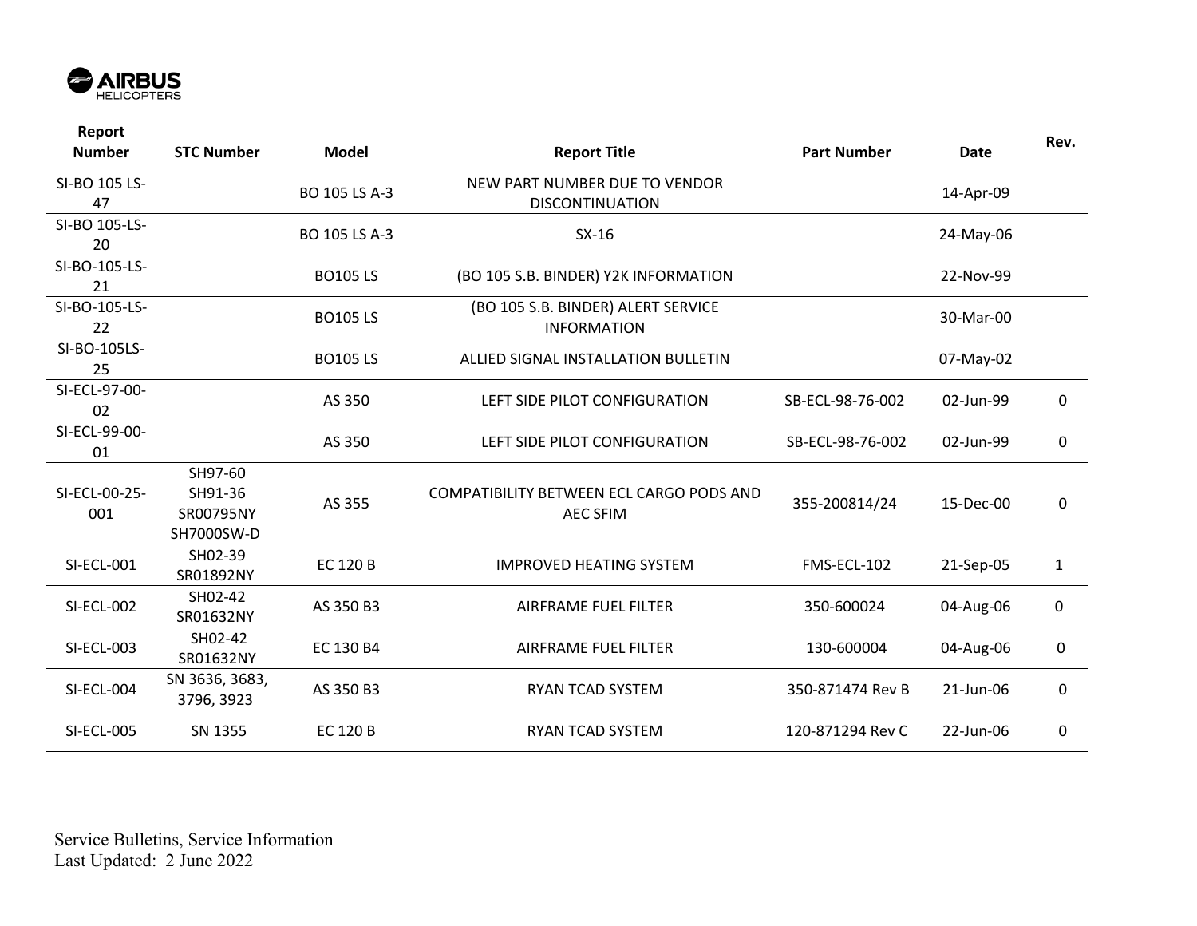| Report Number | STC Number | Model | Report Title | Part Number | Date | Rev. |
|---|---|---|---|---|---|---|
| SI-BO 105 LS-47 | | BO 105 LS A-3 | NEW PART NUMBER DUE TO VENDOR DISCONTINUATION | | 14-Apr-09 | |
| SI-BO 105-LS-20 | | BO 105 LS A-3 | SX-16 | | 24-May-06 | |
| SI-BO-105-LS-21 | | BO105 LS | (BO 105 S.B. BINDER) Y2K INFORMATION | | 22-Nov-99 | |
| SI-BO-105-LS-22 | | BO105 LS | (BO 105 S.B. BINDER) ALERT SERVICE INFORMATION | | 30-Mar-00 | |
| SI-BO-105LS-25 | | BO105 LS | ALLIED SIGNAL INSTALLATION BULLETIN | | 07-May-02 | |
| SI-ECL-97-00-02 | | AS 350 | LEFT SIDE PILOT CONFIGURATION | SB-ECL-98-76-002 | 02-Jun-99 | 0 |
| SI-ECL-99-00-01 | | AS 350 | LEFT SIDE PILOT CONFIGURATION | SB-ECL-98-76-002 | 02-Jun-99 | 0 |
| SI-ECL-00-25-001 | SH97-60 SH91-36 SR00795NY SH7000SW-D | AS 355 | COMPATIBILITY BETWEEN ECL CARGO PODS AND AEC SFIM | 355-200814/24 | 15-Dec-00 | 0 |
| SI-ECL-001 | SH02-39 SR01892NY | EC 120 B | IMPROVED HEATING SYSTEM | FMS-ECL-102 | 21-Sep-05 | 1 |
| SI-ECL-002 | SH02-42 SR01632NY | AS 350 B3 | AIRFRAME FUEL FILTER | 350-600024 | 04-Aug-06 | 0 |
| SI-ECL-003 | SH02-42 SR01632NY | EC 130 B4 | AIRFRAME FUEL FILTER | 130-600004 | 04-Aug-06 | 0 |
| SI-ECL-004 | SN 3636, 3683, 3796, 3923 | AS 350 B3 | RYAN TCAD SYSTEM | 350-871474 Rev B | 21-Jun-06 | 0 |
| SI-ECL-005 | SN 1355 | EC 120 B | RYAN TCAD SYSTEM | 120-871294 Rev C | 22-Jun-06 | 0 |

Service Bulletins, Service Information
Last Updated: 2 June 2022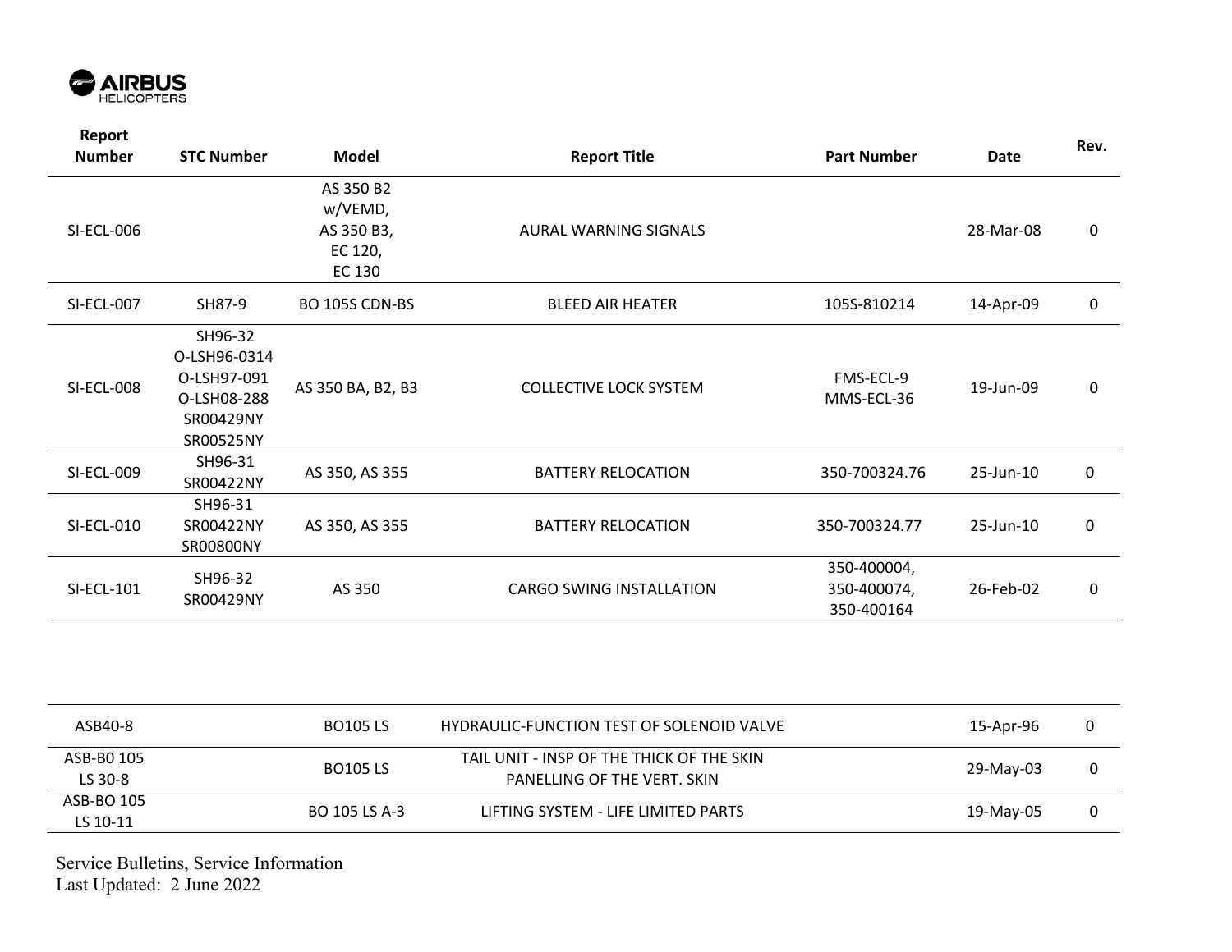| Report Number | STC Number | Model | Report Title | Part Number | Date | Rev. |
|---|---|---|---|---|---|---|
| SI-ECL-006 | | AS 350 B2 w/VEMD, AS 350 B3, EC 120, EC 130 | AURAL WARNING SIGNALS | | 28-Mar-08 | 0 |
| SI-ECL-007 | SH87-9 | BO 105S CDN-BS | BLEED AIR HEATER | 105S-810214 | 14-Apr-09 | 0 |
| SI-ECL-008 | SH96-32 O-LSH96-0314 O-LSH97-091 O-LSH08-288 SR00429NY SR00525NY | AS 350 BA, B2, B3 | COLLECTIVE LOCK SYSTEM | FMS-ECL-9 MMS-ECL-36 | 19-Jun-09 | 0 |
| SI-ECL-009 | SH96-31 SR00422NY | AS 350, AS 355 | BATTERY RELOCATION | 350-700324.76 | 25-Jun-10 | 0 |
| SI-ECL-010 | SH96-31 SR00422NY SR00800NY | AS 350, AS 355 | BATTERY RELOCATION | 350-700324.77 | 25-Jun-10 | 0 |
| SI-ECL-101 | SH96-32 SR00429NY | AS 350 | CARGO SWING INSTALLATION | 350-400004, 350-400074, 350-400164 | 26-Feb-02 | 0 |
| ASB40-8 | | BO105 LS | HYDRAULIC-FUNCTION TEST OF SOLENOID VALVE | | 15-Apr-96 | 0 |
| ASB-B0 105 LS 30-8 | | BO105 LS | TAIL UNIT - INSP OF THE THICK OF THE SKIN PANELLING OF THE VERT. SKIN | | 29-May-03 | 0 |
| ASB-BO 105 LS 10-11 | | BO 105 LS A-3 | LIFTING SYSTEM - LIFE LIMITED PARTS | | 19-May-05 | 0 |

Service Bulletins, Service Information
Last Updated: 2 June 2022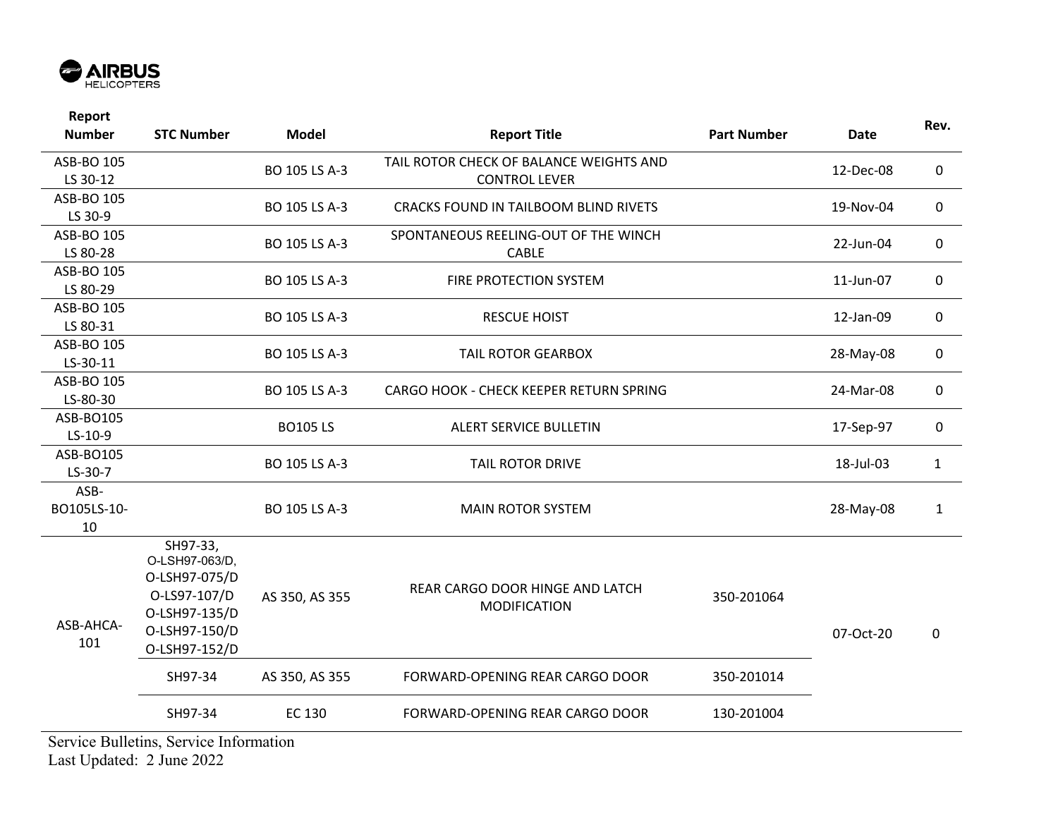| Report Number | STC Number | Model | Report Title | Part Number | Date | Rev. |
|---|---|---|---|---|---|---|
| ASB-BO 105 LS 30-12 | | BO 105 LS A-3 | TAIL ROTOR CHECK OF BALANCE WEIGHTS AND CONTROL LEVER | | 12-Dec-08 | 0 |
| ASB-BO 105 LS 30-9 | | BO 105 LS A-3 | CRACKS FOUND IN TAILBOOM BLIND RIVETS | | 19-Nov-04 | 0 |
| ASB-BO 105 LS 80-28 | | BO 105 LS A-3 | SPONTANEOUS REELING-OUT OF THE WINCH CABLE | | 22-Jun-04 | 0 |
| ASB-BO 105 LS 80-29 | | BO 105 LS A-3 | FIRE PROTECTION SYSTEM | | 11-Jun-07 | 0 |
| ASB-BO 105 LS 80-31 | | BO 105 LS A-3 | RESCUE HOIST | | 12-Jan-09 | 0 |
| ASB-BO 105 LS-30-11 | | BO 105 LS A-3 | TAIL ROTOR GEARBOX | | 28-May-08 | 0 |
| ASB-BO 105 LS-80-30 | | BO 105 LS A-3 | CARGO HOOK - CHECK KEEPER RETURN SPRING | | 24-Mar-08 | 0 |
| ASB-BO105 LS-10-9 | | BO105 LS | ALERT SERVICE BULLETIN | | 17-Sep-97 | 0 |
| ASB-BO105 LS-30-7 | | BO 105 LS A-3 | TAIL ROTOR DRIVE | | 18-Jul-03 | 1 |
| ASB-BO105LS-10-10 | | BO 105 LS A-3 | MAIN ROTOR SYSTEM | | 28-May-08 | 1 |
| ASB-AHCA-101 | SH97-33, O-LSH97-063/D, O-LSH97-075/D O-LS97-107/D O-LSH97-135/D O-LSH97-150/D O-LSH97-152/D | AS 350, AS 355 | REAR CARGO DOOR HINGE AND LATCH MODIFICATION | 350-201064 | 07-Oct-20 | 0 |
| | SH97-34 | AS 350, AS 355 | FORWARD-OPENING REAR CARGO DOOR | 350-201014 | | |
| | SH97-34 | EC 130 | FORWARD-OPENING REAR CARGO DOOR | 130-201004 | | |

Service Bulletins, Service Information
Last Updated: 2 June 2022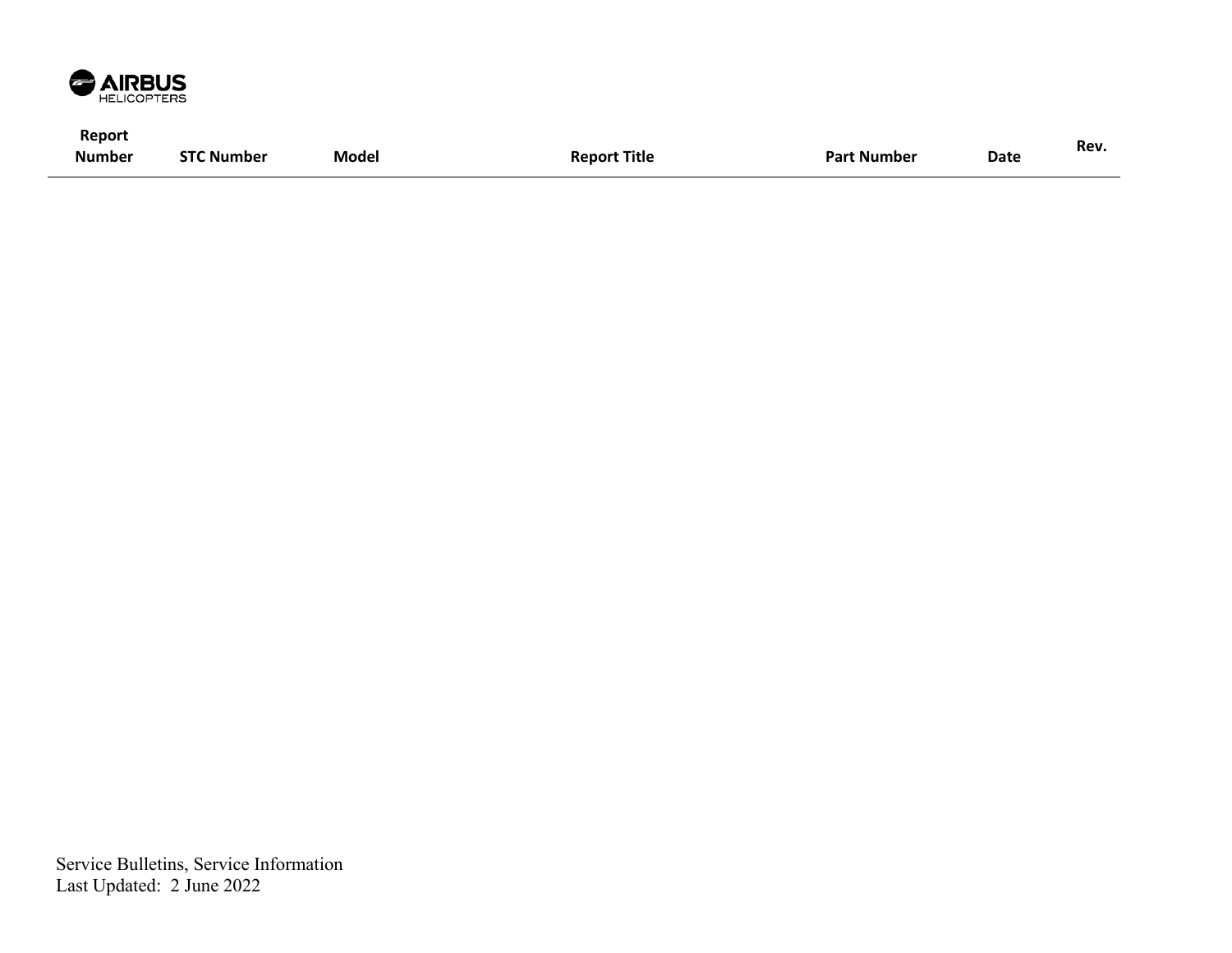| Report Number | STC Number | Model | Report Title | Part Number | Date | Rev. |
|---|---|---|---|---|---|---|